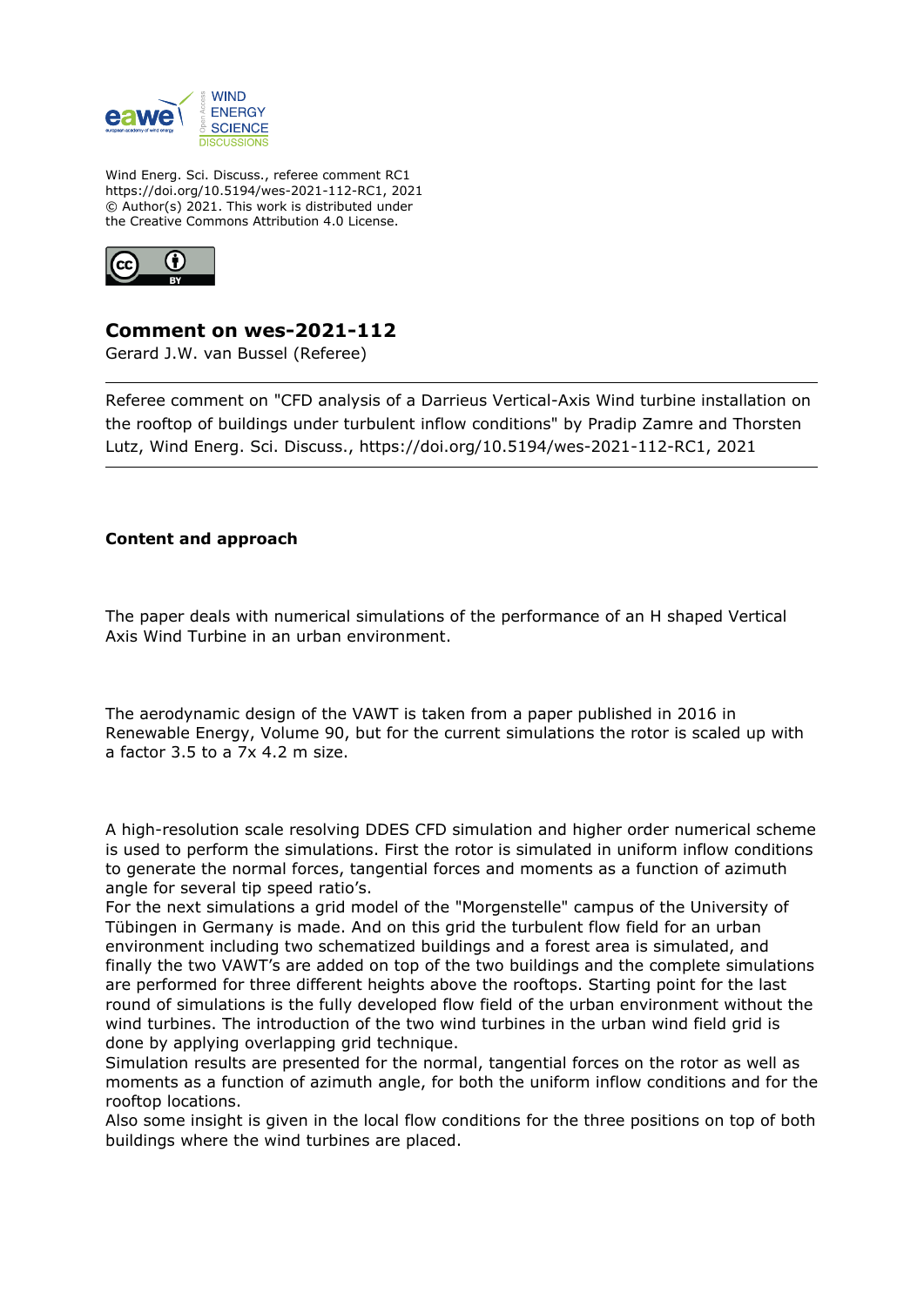Wind Energ. Sci. Discuss., referee comment RC1
https://doi.org/10.5194/wes-2021-112-RC1, 2021
© Author(s) 2021. This work is distributed under
the Creative Commons Attribution 4.0 License.

# Comment on wes-2021-112

Gerard J.W. van Bussel (Referee)

---

Referee comment on "CFD analysis of a Darrieus Vertical-Axis Wind turbine installation on the rooftop of buildings under turbulent inflow conditions" by Pradip Zamre and Thorsten Lutz, Wind Energ. Sci. Discuss., https://doi.org/10.5194/wes-2021-112-RC1, 2021

---

**Content and approach**

The paper deals with numerical simulations of the performance of an H shaped Vertical Axis Wind Turbine in an urban environment.

The aerodynamic design of the VAWT is taken from a paper published in 2016 in Renewable Energy, Volume 90, but for the current simulations the rotor is scaled up with a factor 3.5 to a 7x 4.2 m size.

A high-resolution scale resolving DDES CFD simulation and higher order numerical scheme is used to perform the simulations. First the rotor is simulated in uniform inflow conditions to generate the normal forces, tangential forces and moments as a function of azimuth angle for several tip speed ratio's.
For the next simulations a grid model of the "Morgenstelle" campus of the University of Tübingen in Germany is made. And on this grid the turbulent flow field for an urban environment including two schematized buildings and a forest area is simulated, and finally the two VAWT's are added on top of the two buildings and the complete simulations are performed for three different heights above the rooftops. Starting point for the last round of simulations is the fully developed flow field of the urban environment without the wind turbines. The introduction of the two wind turbines in the urban wind field grid is done by applying overlapping grid technique.
Simulation results are presented for the normal, tangential forces on the rotor as well as moments as a function of azimuth angle, for both the uniform inflow conditions and for the rooftop locations.
Also some insight is given in the local flow conditions for the three positions on top of both buildings where the wind turbines are placed.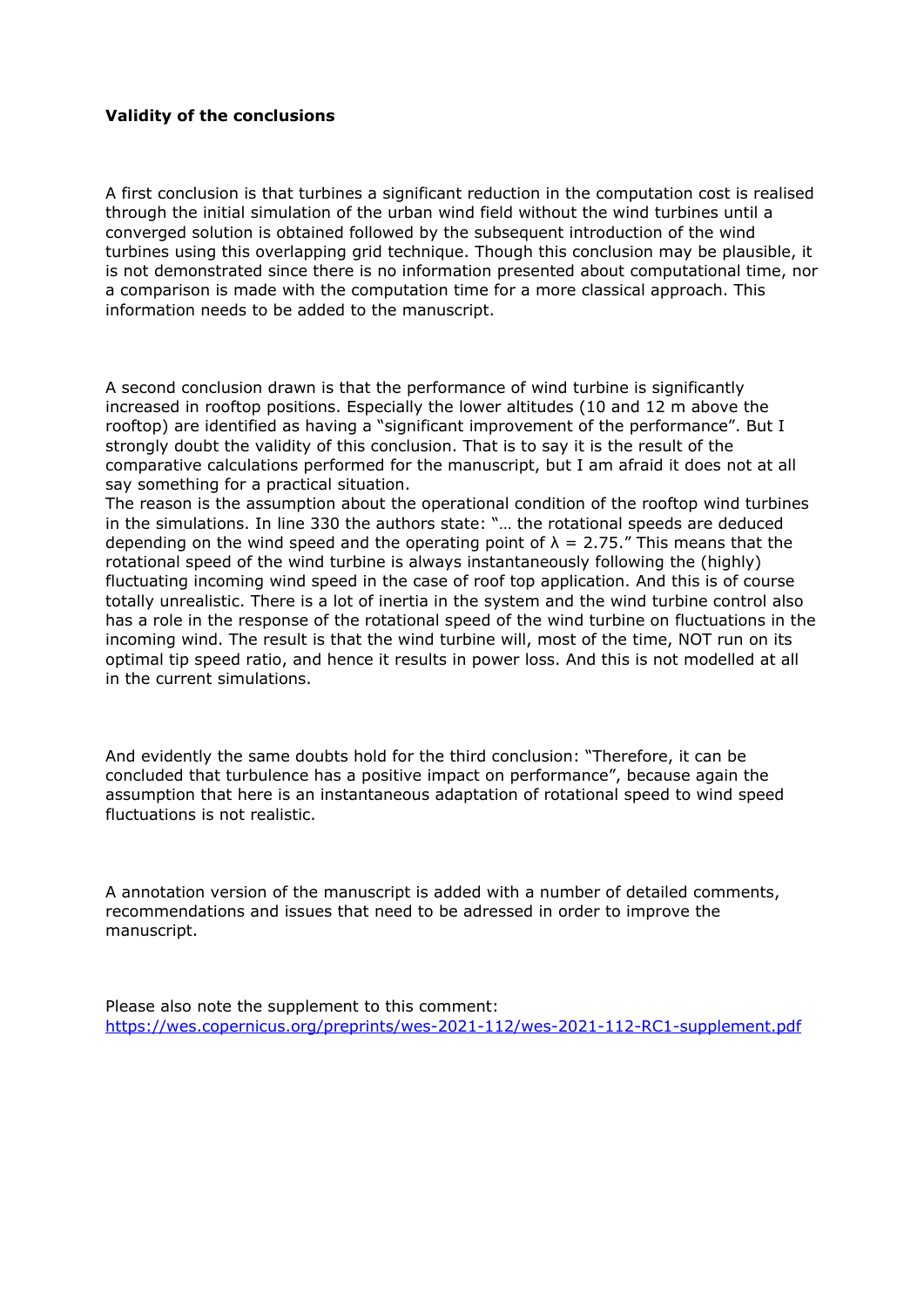**Validity of the conclusions**

A first conclusion is that turbines a significant reduction in the computation cost is realised through the initial simulation of the urban wind field without the wind turbines until a converged solution is obtained followed by the subsequent introduction of the wind turbines using this overlapping grid technique. Though this conclusion may be plausible, it is not demonstrated since there is no information presented about computational time, nor a comparison is made with the computation time for a more classical approach. This information needs to be added to the manuscript.

A second conclusion drawn is that the performance of wind turbine is significantly increased in rooftop positions. Especially the lower altitudes (10 and 12 m above the rooftop) are identified as having a "significant improvement of the performance". But I strongly doubt the validity of this conclusion. That is to say it is the result of the comparative calculations performed for the manuscript, but I am afraid it does not at all say something for a practical situation.

The reason is the assumption about the operational condition of the rooftop wind turbines in the simulations. In line 330 the authors state: "… the rotational speeds are deduced depending on the wind speed and the operating point of $\lambda = 2.75$." This means that the rotational speed of the wind turbine is always instantaneously following the (highly) fluctuating incoming wind speed in the case of roof top application. And this is of course totally unrealistic. There is a lot of inertia in the system and the wind turbine control also has a role in the response of the rotational speed of the wind turbine on fluctuations in the incoming wind. The result is that the wind turbine will, most of the time, NOT run on its optimal tip speed ratio, and hence it results in power loss. And this is not modelled at all in the current simulations.

And evidently the same doubts hold for the third conclusion: "Therefore, it can be concluded that turbulence has a positive impact on performance", because again the assumption that here is an instantaneous adaptation of rotational speed to wind speed fluctuations is not realistic.

A annotation version of the manuscript is added with a number of detailed comments, recommendations and issues that need to be adressed in order to improve the manuscript.

Please also note the supplement to this comment:
https://wes.copernicus.org/preprints/wes-2021-112/wes-2021-112-RC1-supplement.pdf